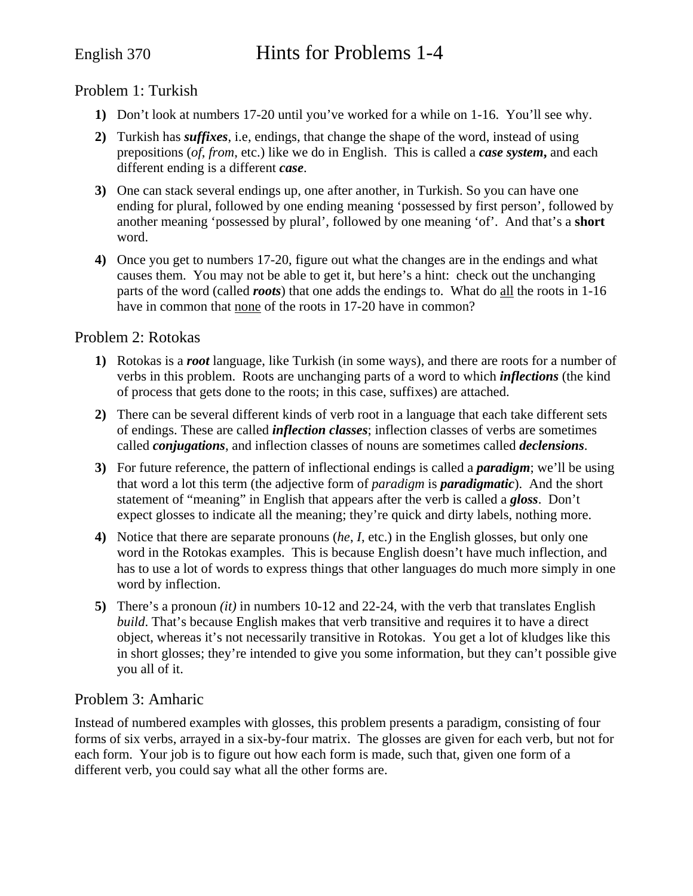English 370

# Hints for Problems 1-4

## Problem 1: Turkish

1) Don't look at numbers 17-20 until you've worked for a while on 1-16. You'll see why.
2) Turkish has ***suffixes***, i.e, endings, that change the shape of the word, instead of using prepositions (*of*, *from*, etc.) like we do in English. This is called a ***case system,*** and each different ending is a different ***case***.
3) One can stack several endings up, one after another, in Turkish. So you can have one ending for plural, followed by one ending meaning 'possessed by first person', followed by another meaning 'possessed by plural', followed by one meaning 'of'. And that's a **short** word.
4) Once you get to numbers 17-20, figure out what the changes are in the endings and what causes them. You may not be able to get it, but here's a hint: check out the unchanging parts of the word (called ***roots***) that one adds the endings to. What do <u>all</u> the roots in 1-16 have in common that <u>none</u> of the roots in 17-20 have in common?

## Problem 2: Rotokas

1) Rotokas is a ***root*** language, like Turkish (in some ways), and there are roots for a number of verbs in this problem. Roots are unchanging parts of a word to which ***inflections*** (the kind of process that gets done to the roots; in this case, suffixes) are attached.
2) There can be several different kinds of verb root in a language that each take different sets of endings. These are called ***inflection classes***; inflection classes of verbs are sometimes called ***conjugations***, and inflection classes of nouns are sometimes called ***declensions***.
3) For future reference, the pattern of inflectional endings is called a ***paradigm***; we'll be using that word a lot this term (the adjective form of *paradigm* is ***paradigmatic***). And the short statement of "meaning" in English that appears after the verb is called a ***gloss***. Don't expect glosses to indicate all the meaning; they're quick and dirty labels, nothing more.
4) Notice that there are separate pronouns (*he*, *I*, etc.) in the English glosses, but only one word in the Rotokas examples. This is because English doesn't have much inflection, and has to use a lot of words to express things that other languages do much more simply in one word by inflection.
5) There's a pronoun *(it)* in numbers 10-12 and 22-24, with the verb that translates English *build*. That's because English makes that verb transitive and requires it to have a direct object, whereas it's not necessarily transitive in Rotokas. You get a lot of kludges like this in short glosses; they're intended to give you some information, but they can't possible give you all of it.

## Problem 3: Amharic

Instead of numbered examples with glosses, this problem presents a paradigm, consisting of four forms of six verbs, arrayed in a six-by-four matrix. The glosses are given for each verb, but not for each form. Your job is to figure out how each form is made, such that, given one form of a different verb, you could say what all the other forms are.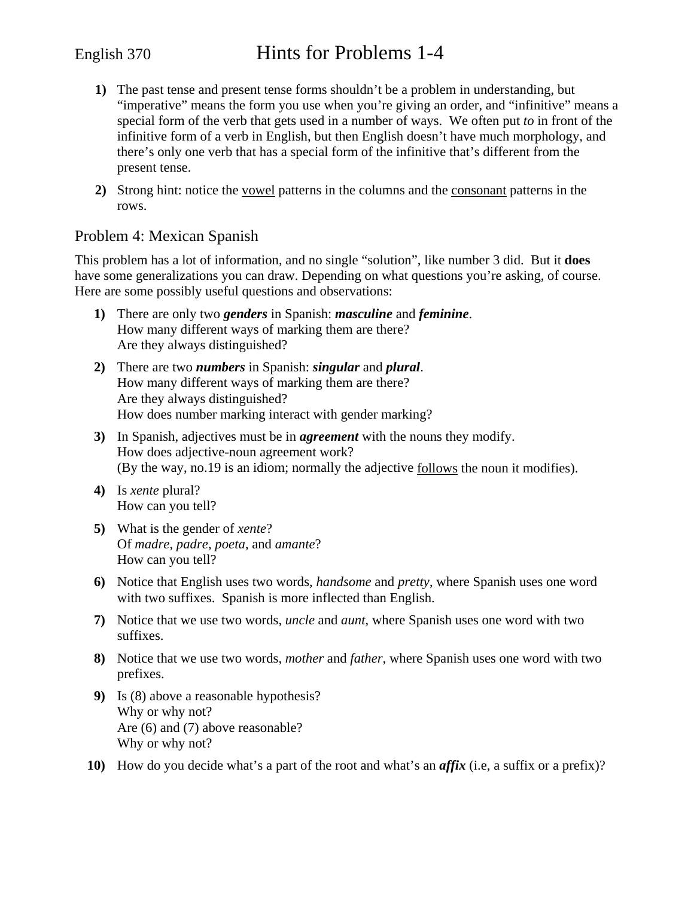English 370

# Hints for Problems 1-4

1) The past tense and present tense forms shouldn't be a problem in understanding, but "imperative" means the form you use when you're giving an order, and "infinitive" means a special form of the verb that gets used in a number of ways. We often put *to* in front of the infinitive form of a verb in English, but then English doesn't have much morphology, and there's only one verb that has a special form of the infinitive that's different from the present tense.

2) Strong hint: notice the <u>vowel</u> patterns in the columns and the <u>consonant</u> patterns in the rows.

## Problem 4: Mexican Spanish

This problem has a lot of information, and no single "solution", like number 3 did. But it **does** have some generalizations you can draw. Depending on what questions you're asking, of course. Here are some possibly useful questions and observations:

1) There are only two ***genders*** in Spanish: ***masculine*** and ***feminine***.
   How many different ways of marking them are there?
   Are they always distinguished?

2) There are two ***numbers*** in Spanish: ***singular*** and ***plural***.
   How many different ways of marking them are there?
   Are they always distinguished?
   How does number marking interact with gender marking?

3) In Spanish, adjectives must be in ***agreement*** with the nouns they modify.
   How does adjective-noun agreement work?
   (By the way, no.19 is an idiom; normally the adjective <u>follows</u> the noun it modifies).

4) Is *xente* plural?
   How can you tell?

5) What is the gender of *xente*?
   Of *madre*, *padre*, *poeta*, and *amante*?
   How can you tell?

6) Notice that English uses two words, *handsome* and *pretty*, where Spanish uses one word with two suffixes. Spanish is more inflected than English.

7) Notice that we use two words, *uncle* and *aunt*, where Spanish uses one word with two suffixes.

8) Notice that we use two words, *mother* and *father*, where Spanish uses one word with two prefixes.

9) Is (8) above a reasonable hypothesis?
   Why or why not?
   Are (6) and (7) above reasonable?
   Why or why not?

10) How do you decide what's a part of the root and what's an ***affix*** (i.e, a suffix or a prefix)?